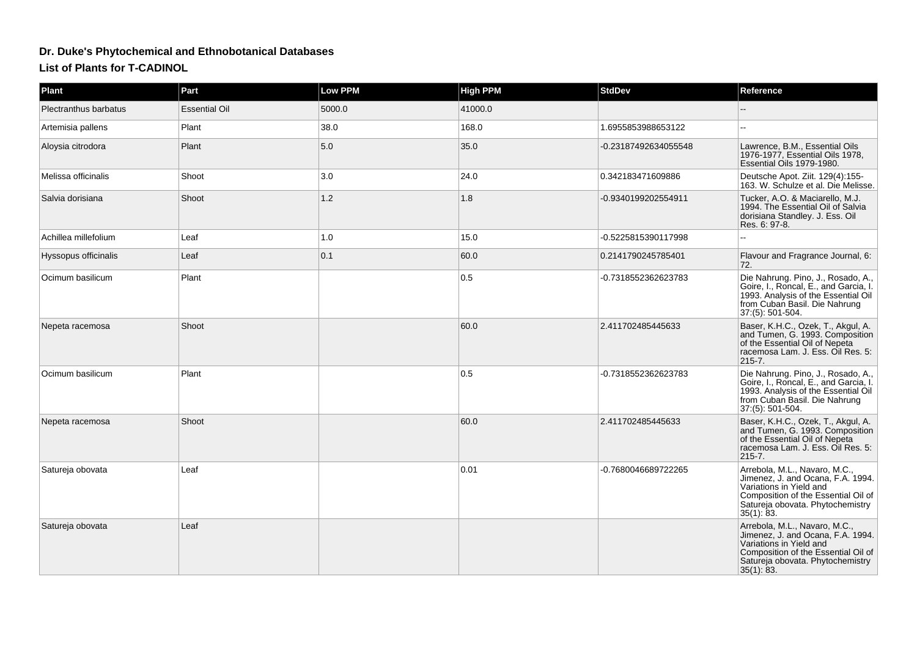# Dr. Duke's Phytochemical and Ethnobotanical Databases

## List of Plants for T-CADINOL

| Plant | Part | Low PPM | High PPM | StdDev | Reference |
| --- | --- | --- | --- | --- | --- |
| Plectranthus barbatus | Essential Oil | 5000.0 | 41000.0 | | -- |
| Artemisia pallens | Plant | 38.0 | 168.0 | 1.6955853988653122 | -- |
| Aloysia citrodora | Plant | 5.0 | 35.0 | -0.23187492634055548 | Lawrence, B.M., Essential Oils 1976-1977, Essential Oils 1978, Essential Oils 1979-1980. |
| Melissa officinalis | Shoot | 3.0 | 24.0 | 0.342183471609886 | Deutsche Apot. Ziit. 129(4):155-163. W. Schulze et al. Die Melisse. |
| Salvia dorisiana | Shoot | 1.2 | 1.8 | -0.9340199202554911 | Tucker, A.O. & Maciarello, M.J. 1994. The Essential Oil of Salvia dorisiana Standley. J. Ess. Oil Res. 6: 97-8. |
| Achillea millefolium | Leaf | 1.0 | 15.0 | -0.5225815390117998 | -- |
| Hyssopus officinalis | Leaf | 0.1 | 60.0 | 0.2141790245785401 | Flavour and Fragrance Journal, 6: 72. |
| Ocimum basilicum | Plant | | 0.5 | -0.7318552362623783 | Die Nahrung. Pino, J., Rosado, A., Goire, I., Roncal, E., and Garcia, I. 1993. Analysis of the Essential Oil from Cuban Basil. Die Nahrung 37:(5): 501-504. |
| Nepeta racemosa | Shoot | | 60.0 | 2.411702485445633 | Baser, K.H.C., Ozek, T., Akgul, A. and Tumen, G. 1993. Composition of the Essential Oil of Nepeta racemosa Lam. J. Ess. Oil Res. 5: 215-7. |
| Ocimum basilicum | Plant | | 0.5 | -0.7318552362623783 | Die Nahrung. Pino, J., Rosado, A., Goire, I., Roncal, E., and Garcia, I. 1993. Analysis of the Essential Oil from Cuban Basil. Die Nahrung 37:(5): 501-504. |
| Nepeta racemosa | Shoot | | 60.0 | 2.411702485445633 | Baser, K.H.C., Ozek, T., Akgul, A. and Tumen, G. 1993. Composition of the Essential Oil of Nepeta racemosa Lam. J. Ess. Oil Res. 5: 215-7. |
| Satureja obovata | Leaf | | 0.01 | -0.7680046689722265 | Arrebola, M.L., Navaro, M.C., Jimenez, J. and Ocana, F.A. 1994. Variations in Yield and Composition of the Essential Oil of Satureja obovata. Phytochemistry 35(1): 83. |
| Satureja obovata | Leaf | | | | Arrebola, M.L., Navaro, M.C., Jimenez, J. and Ocana, F.A. 1994. Variations in Yield and Composition of the Essential Oil of Satureja obovata. Phytochemistry 35(1): 83. |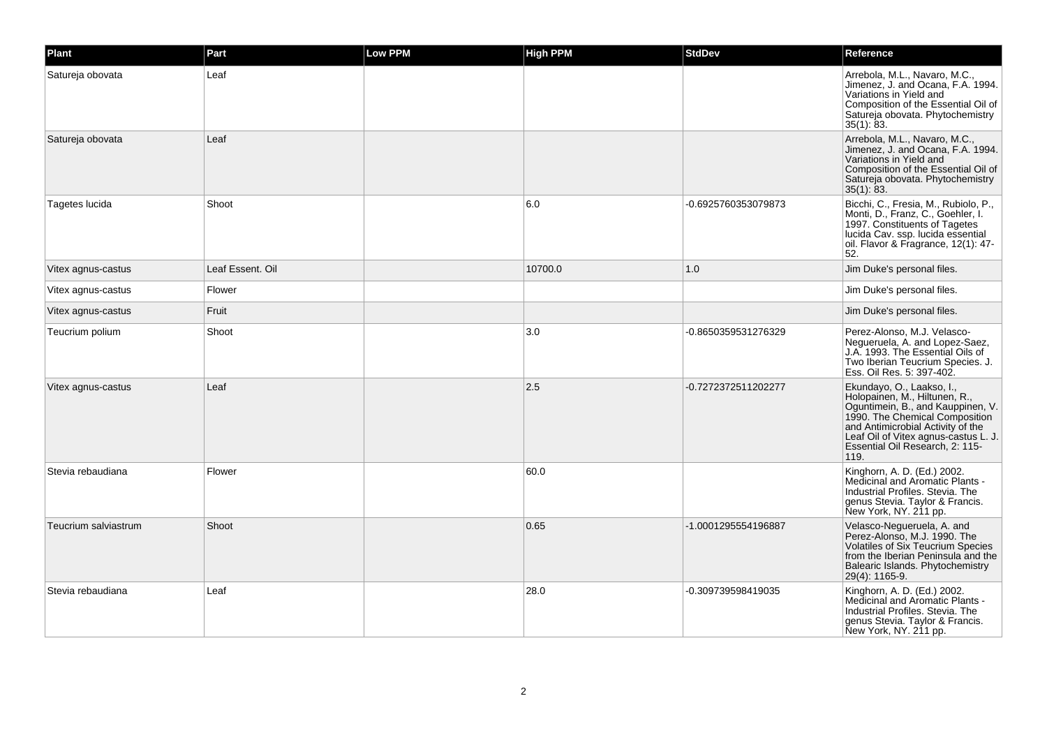| Plant | Part | Low PPM | High PPM | StdDev | Reference |
|---|---|---|---|---|---|
| Satureja obovata | Leaf | | | | Arrebola, M.L., Navaro, M.C., Jimenez, J. and Ocana, F.A. 1994. Variations in Yield and Composition of the Essential Oil of Satureja obovata. Phytochemistry 35(1): 83. |
| Satureja obovata | Leaf | | | | Arrebola, M.L., Navaro, M.C., Jimenez, J. and Ocana, F.A. 1994. Variations in Yield and Composition of the Essential Oil of Satureja obovata. Phytochemistry 35(1): 83. |
| Tagetes lucida | Shoot | | 6.0 | -0.6925760353079873 | Bicchi, C., Fresia, M., Rubiolo, P., Monti, D., Franz, C., Goehler, I. 1997. Constituents of Tagetes lucida Cav. ssp. lucida essential oil. Flavor & Fragrance, 12(1): 47-52. |
| Vitex agnus-castus | Leaf Essent. Oil | | 10700.0 | 1.0 | Jim Duke's personal files. |
| Vitex agnus-castus | Flower | | | | Jim Duke's personal files. |
| Vitex agnus-castus | Fruit | | | | Jim Duke's personal files. |
| Teucrium polium | Shoot | | 3.0 | -0.8650359531276329 | Perez-Alonso, M.J. Velasco-Negueruela, A. and Lopez-Saez, J.A. 1993. The Essential Oils of Two Iberian Teucrium Species. J. Ess. Oil Res. 5: 397-402. |
| Vitex agnus-castus | Leaf | | 2.5 | -0.7272372511202277 | Ekundayo, O., Laakso, I., Holopainen, M., Hiltunen, R., Oguntimein, B., and Kauppinen, V. 1990. The Chemical Composition and Antimicrobial Activity of the Leaf Oil of Vitex agnus-castus L. J. Essential Oil Research, 2: 115-119. |
| Stevia rebaudiana | Flower | | 60.0 | | Kinghorn, A. D. (Ed.) 2002. Medicinal and Aromatic Plants - Industrial Profiles. Stevia. The genus Stevia. Taylor & Francis. New York, NY. 211 pp. |
| Teucrium salviastrum | Shoot | | 0.65 | -1.0001295554196887 | Velasco-Negueruela, A. and Perez-Alonso, M.J. 1990. The Volatiles of Six Teucrium Species from the Iberian Peninsula and the Balearic Islands. Phytochemistry 29(4): 1165-9. |
| Stevia rebaudiana | Leaf | | 28.0 | -0.309739598419035 | Kinghorn, A. D. (Ed.) 2002. Medicinal and Aromatic Plants - Industrial Profiles. Stevia. The genus Stevia. Taylor & Francis. New York, NY. 211 pp. |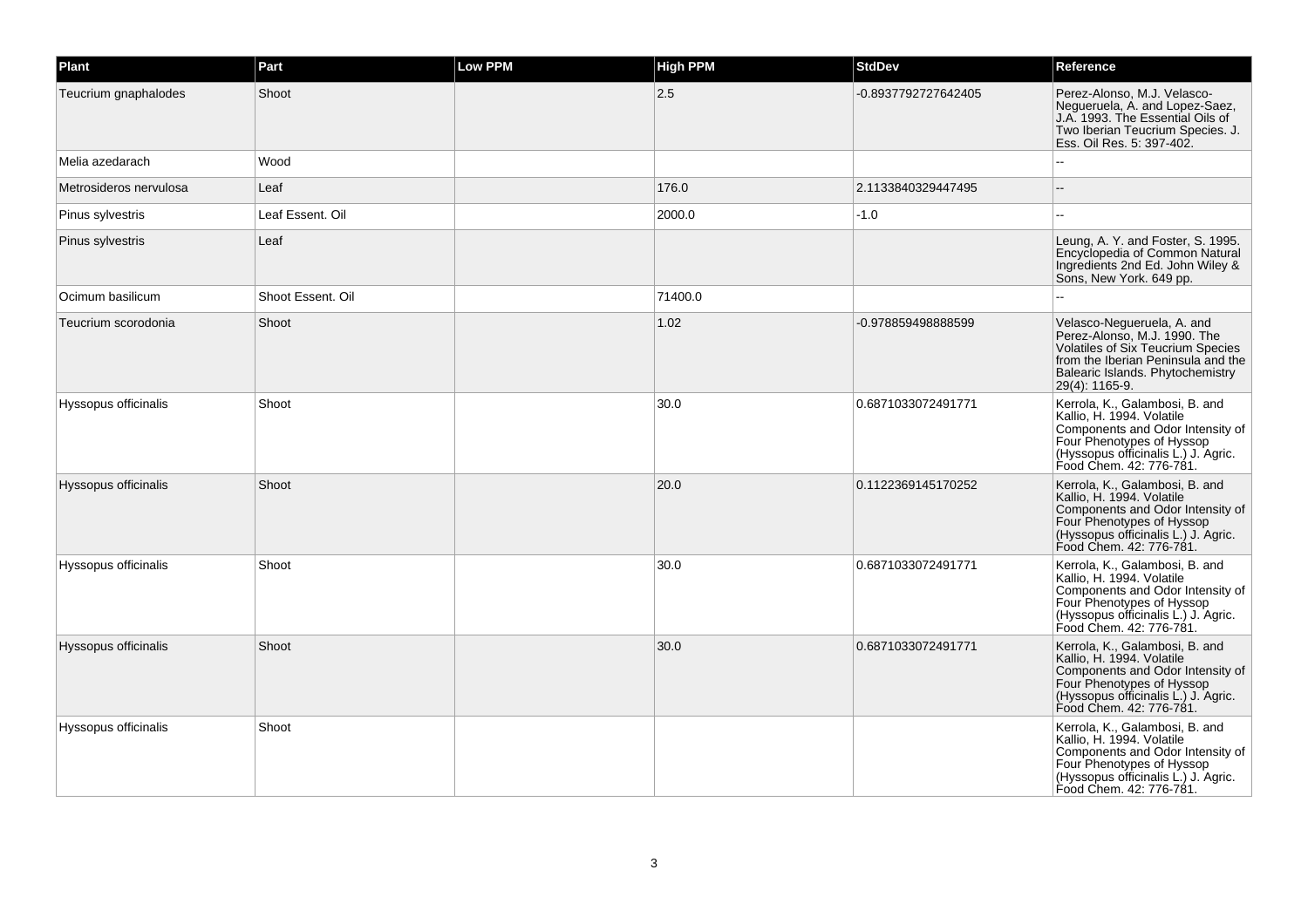| Plant | Part | Low PPM | High PPM | StdDev | Reference |
| --- | --- | --- | --- | --- | --- |
| Teucrium gnaphalodes | Shoot | | 2.5 | -0.8937792727642405 | Perez-Alonso, M.J. Velasco-Negueruela, A. and Lopez-Saez, J.A. 1993. The Essential Oils of Two Iberian Teucrium Species. J. Ess. Oil Res. 5: 397-402. |
| Melia azedarach | Wood | | | | -- |
| Metrosideros nervulosa | Leaf | | 176.0 | 2.1133840329447495 | -- |
| Pinus sylvestris | Leaf Essent. Oil | | 2000.0 | -1.0 | -- |
| Pinus sylvestris | Leaf | | | | Leung, A. Y. and Foster, S. 1995. Encyclopedia of Common Natural Ingredients 2nd Ed. John Wiley & Sons, New York. 649 pp. |
| Ocimum basilicum | Shoot Essent. Oil | | 71400.0 | | -- |
| Teucrium scorodonia | Shoot | | 1.02 | -0.978859498888599 | Velasco-Negueruela, A. and Perez-Alonso, M.J. 1990. The Volatiles of Six Teucrium Species from the Iberian Peninsula and the Balearic Islands. Phytochemistry 29(4): 1165-9. |
| Hyssopus officinalis | Shoot | | 30.0 | 0.6871033072491771 | Kerrola, K., Galambosi, B. and Kallio, H. 1994. Volatile Components and Odor Intensity of Four Phenotypes of Hyssop (Hyssopus officinalis L.) J. Agric. Food Chem. 42: 776-781. |
| Hyssopus officinalis | Shoot | | 20.0 | 0.1122369145170252 | Kerrola, K., Galambosi, B. and Kallio, H. 1994. Volatile Components and Odor Intensity of Four Phenotypes of Hyssop (Hyssopus officinalis L.) J. Agric. Food Chem. 42: 776-781. |
| Hyssopus officinalis | Shoot | | 30.0 | 0.6871033072491771 | Kerrola, K., Galambosi, B. and Kallio, H. 1994. Volatile Components and Odor Intensity of Four Phenotypes of Hyssop (Hyssopus officinalis L.) J. Agric. Food Chem. 42: 776-781. |
| Hyssopus officinalis | Shoot | | 30.0 | 0.6871033072491771 | Kerrola, K., Galambosi, B. and Kallio, H. 1994. Volatile Components and Odor Intensity of Four Phenotypes of Hyssop (Hyssopus officinalis L.) J. Agric. Food Chem. 42: 776-781. |
| Hyssopus officinalis | Shoot | | | | Kerrola, K., Galambosi, B. and Kallio, H. 1994. Volatile Components and Odor Intensity of Four Phenotypes of Hyssop (Hyssopus officinalis L.) J. Agric. Food Chem. 42: 776-781. |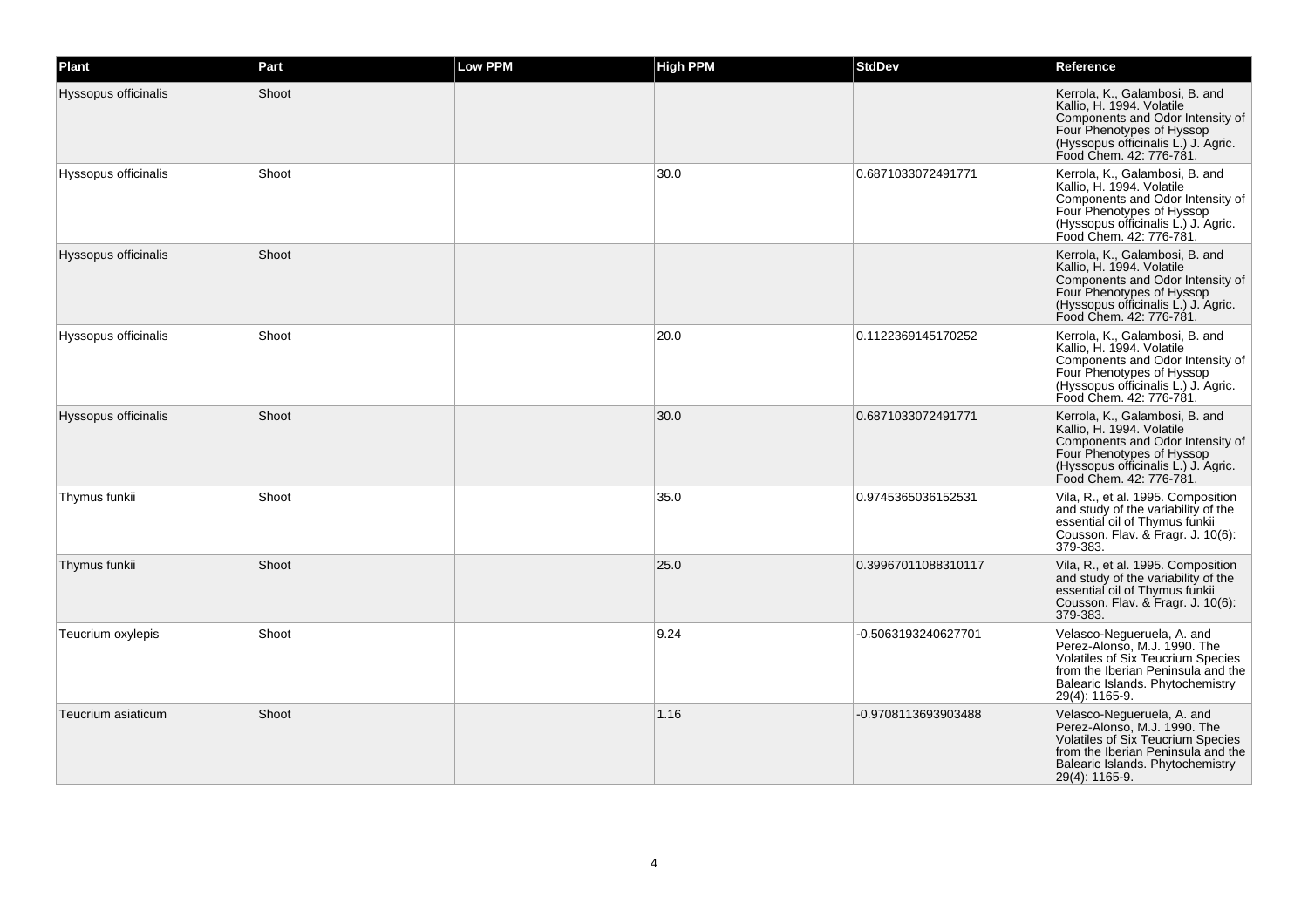| Plant | Part | Low PPM | High PPM | StdDev | Reference |
| --- | --- | --- | --- | --- | --- |
| Hyssopus officinalis | Shoot | | | | Kerrola, K., Galambosi, B. and Kallio, H. 1994. Volatile Components and Odor Intensity of Four Phenotypes of Hyssop (Hyssopus officinalis L.) J. Agric. Food Chem. 42: 776-781. |
| Hyssopus officinalis | Shoot | | 30.0 | 0.6871033072491771 | Kerrola, K., Galambosi, B. and Kallio, H. 1994. Volatile Components and Odor Intensity of Four Phenotypes of Hyssop (Hyssopus officinalis L.) J. Agric. Food Chem. 42: 776-781. |
| Hyssopus officinalis | Shoot | | | | Kerrola, K., Galambosi, B. and Kallio, H. 1994. Volatile Components and Odor Intensity of Four Phenotypes of Hyssop (Hyssopus officinalis L.) J. Agric. Food Chem. 42: 776-781. |
| Hyssopus officinalis | Shoot | | 20.0 | 0.1122369145170252 | Kerrola, K., Galambosi, B. and Kallio, H. 1994. Volatile Components and Odor Intensity of Four Phenotypes of Hyssop (Hyssopus officinalis L.) J. Agric. Food Chem. 42: 776-781. |
| Hyssopus officinalis | Shoot | | 30.0 | 0.6871033072491771 | Kerrola, K., Galambosi, B. and Kallio, H. 1994. Volatile Components and Odor Intensity of Four Phenotypes of Hyssop (Hyssopus officinalis L.) J. Agric. Food Chem. 42: 776-781. |
| Thymus funkii | Shoot | | 35.0 | 0.9745365036152531 | Vila, R., et al. 1995. Composition and study of the variability of the essential oil of Thymus funkii Cousson. Flav. & Fragr. J. 10(6): 379-383. |
| Thymus funkii | Shoot | | 25.0 | 0.39967011088310117 | Vila, R., et al. 1995. Composition and study of the variability of the essential oil of Thymus funkii Cousson. Flav. & Fragr. J. 10(6): 379-383. |
| Teucrium oxylepis | Shoot | | 9.24 | -0.5063193240627701 | Velasco-Negueruela, A. and Perez-Alonso, M.J. 1990. The Volatiles of Six Teucrium Species from the Iberian Peninsula and the Balearic Islands. Phytochemistry 29(4): 1165-9. |
| Teucrium asiaticum | Shoot | | 1.16 | -0.9708113693903488 | Velasco-Negueruela, A. and Perez-Alonso, M.J. 1990. The Volatiles of Six Teucrium Species from the Iberian Peninsula and the Balearic Islands. Phytochemistry 29(4): 1165-9. |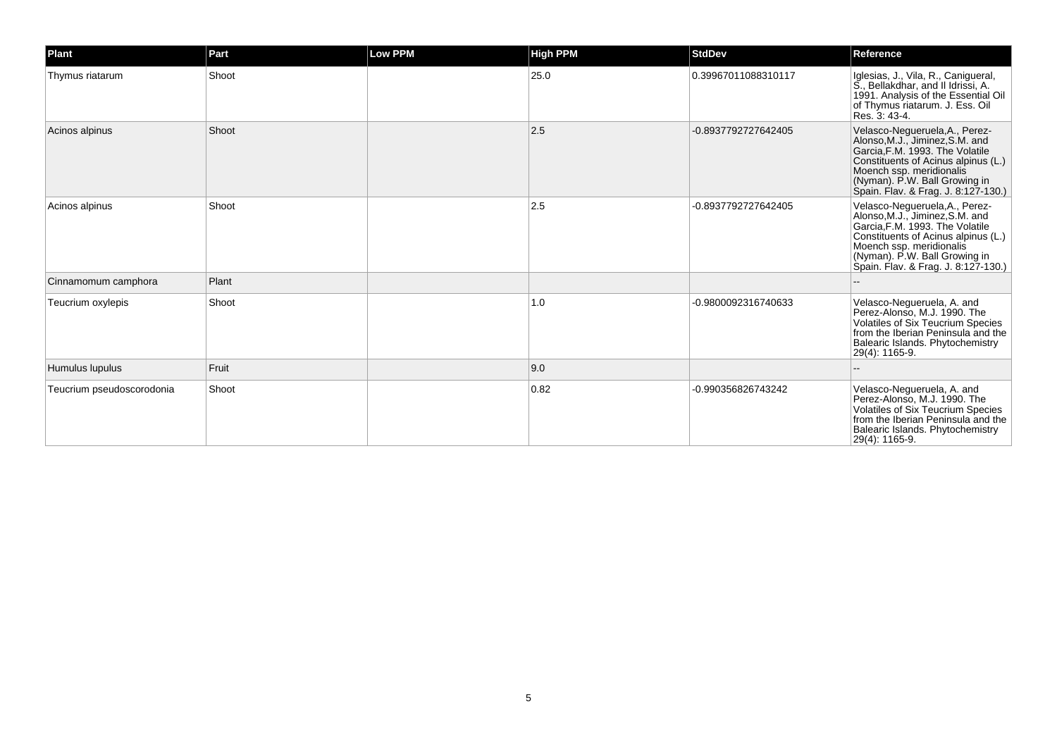| Plant | Part | Low PPM | High PPM | StdDev | Reference |
|---|---|---|---|---|---|
| Thymus riatarum | Shoot | | 25.0 | 0.39967011088310117 | Iglesias, J., Vila, R., Canigueral, S., Bellakdhar, and Il Idrissi, A. 1991. Analysis of the Essential Oil of Thymus riatarum. J. Ess. Oil Res. 3: 43-4. |
| Acinos alpinus | Shoot | | 2.5 | -0.8937792727642405 | Velasco-Negueruela,A., Perez-Alonso,M.J., Jiminez,S.M. and Garcia,F.M. 1993. The Volatile Constituents of Acinus alpinus (L.) Moench ssp. meridionalis (Nyman). P.W. Ball Growing in Spain. Flav. & Frag. J. 8:127-130.) |
| Acinos alpinus | Shoot | | 2.5 | -0.8937792727642405 | Velasco-Negueruela,A., Perez-Alonso,M.J., Jiminez,S.M. and Garcia,F.M. 1993. The Volatile Constituents of Acinus alpinus (L.) Moench ssp. meridionalis (Nyman). P.W. Ball Growing in Spain. Flav. & Frag. J. 8:127-130.) |
| Cinnamomum camphora | Plant | | | | -- |
| Teucrium oxylepis | Shoot | | 1.0 | -0.9800092316740633 | Velasco-Negueruela, A. and Perez-Alonso, M.J. 1990. The Volatiles of Six Teucrium Species from the Iberian Peninsula and the Balearic Islands. Phytochemistry 29(4): 1165-9. |
| Humulus lupulus | Fruit | | 9.0 | | -- |
| Teucrium pseudoscorodonia | Shoot | | 0.82 | -0.990356826743242 | Velasco-Negueruela, A. and Perez-Alonso, M.J. 1990. The Volatiles of Six Teucrium Species from the Iberian Peninsula and the Balearic Islands. Phytochemistry 29(4): 1165-9. |